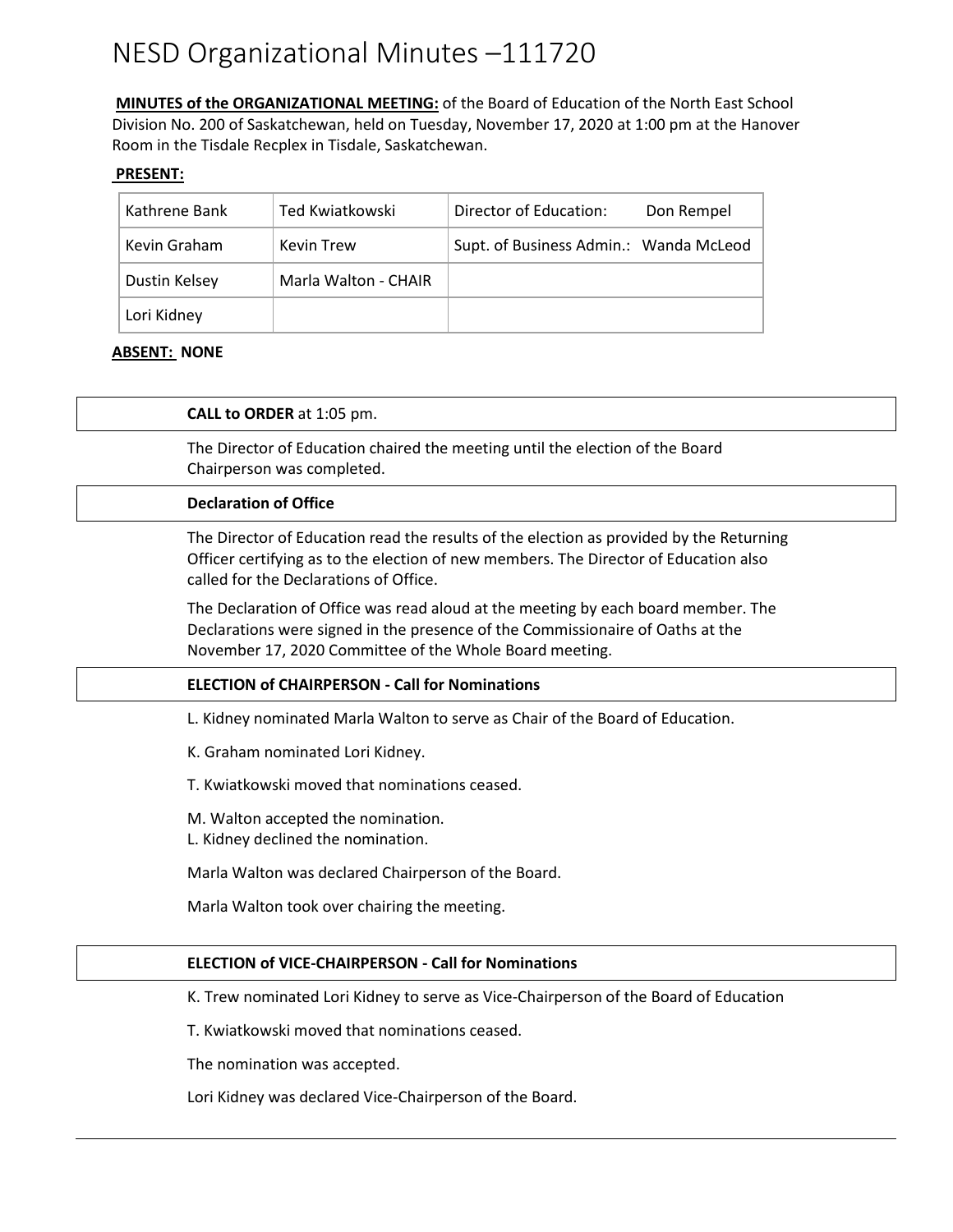# NESD Organizational Minutes –111720

**MINUTES of the ORGANIZATIONAL MEETING:** of the Board of Education of the North East School Division No. 200 of Saskatchewan, held on Tuesday, November 17, 2020 at 1:00 pm at the Hanover Room in the Tisdale Recplex in Tisdale, Saskatchewan.

**PRESENT:**

| | | |
|---|---|---|
| Kathrene Bank | Ted Kwiatkowski | Director of Education: Don Rempel |
| Kevin Graham | Kevin Trew | Supt. of Business Admin.: Wanda McLeod |
| Dustin Kelsey | Marla Walton - CHAIR | |
| Lori Kidney | | |

**ABSENT: NONE**

**CALL to ORDER** at 1:05 pm.

The Director of Education chaired the meeting until the election of the Board Chairperson was completed.

**Declaration of Office**

The Director of Education read the results of the election as provided by the Returning Officer certifying as to the election of new members. The Director of Education also called for the Declarations of Office.

The Declaration of Office was read aloud at the meeting by each board member. The Declarations were signed in the presence of the Commissionaire of Oaths at the November 17, 2020 Committee of the Whole Board meeting.

**ELECTION of CHAIRPERSON - Call for Nominations**

L. Kidney nominated Marla Walton to serve as Chair of the Board of Education.

K. Graham nominated Lori Kidney.

T. Kwiatkowski moved that nominations ceased.

M. Walton accepted the nomination.
L. Kidney declined the nomination.

Marla Walton was declared Chairperson of the Board.

Marla Walton took over chairing the meeting.

**ELECTION of VICE-CHAIRPERSON - Call for Nominations**

K. Trew nominated Lori Kidney to serve as Vice-Chairperson of the Board of Education

T. Kwiatkowski moved that nominations ceased.

The nomination was accepted.

Lori Kidney was declared Vice-Chairperson of the Board.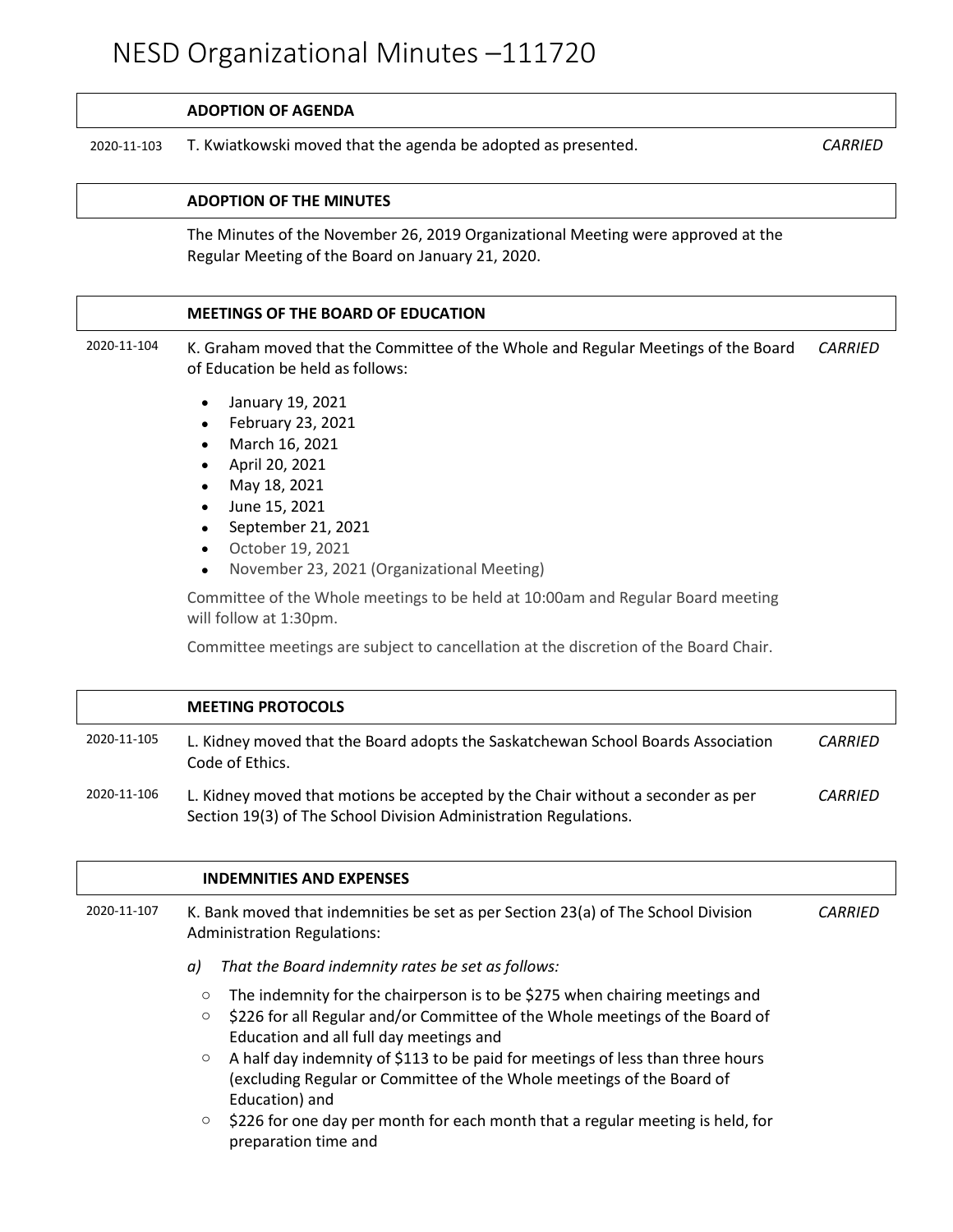# NESD Organizational Minutes –111720

## ADOPTION OF AGENDA

2020-11-103 T. Kwiatkowski moved that the agenda be adopted as presented. *CARRIED*

## ADOPTION OF THE MINUTES

The Minutes of the November 26, 2019 Organizational Meeting were approved at the Regular Meeting of the Board on January 21, 2020.

## MEETINGS OF THE BOARD OF EDUCATION

2020-11-104 K. Graham moved that the Committee of the Whole and Regular Meetings of the Board of Education be held as follows: *CARRIED*

- January 19, 2021
- February 23, 2021
- March 16, 2021
- April 20, 2021
- May 18, 2021
- June 15, 2021
- September 21, 2021
- October 19, 2021
- November 23, 2021 (Organizational Meeting)

Committee of the Whole meetings to be held at 10:00am and Regular Board meeting will follow at 1:30pm.

Committee meetings are subject to cancellation at the discretion of the Board Chair.

## MEETING PROTOCOLS

2020-11-105 L. Kidney moved that the Board adopts the Saskatchewan School Boards Association Code of Ethics. *CARRIED*

2020-11-106 L. Kidney moved that motions be accepted by the Chair without a seconder as per Section 19(3) of The School Division Administration Regulations. *CARRIED*

## INDEMNITIES AND EXPENSES

2020-11-107 K. Bank moved that indemnities be set as per Section 23(a) of The School Division Administration Regulations: *CARRIED*

*a) That the Board indemnity rates be set as follows:*

- The indemnity for the chairperson is to be $275 when chairing meetings and
- $226 for all Regular and/or Committee of the Whole meetings of the Board of Education and all full day meetings and
- A half day indemnity of $113 to be paid for meetings of less than three hours (excluding Regular or Committee of the Whole meetings of the Board of Education) and
- $226 for one day per month for each month that a regular meeting is held, for preparation time and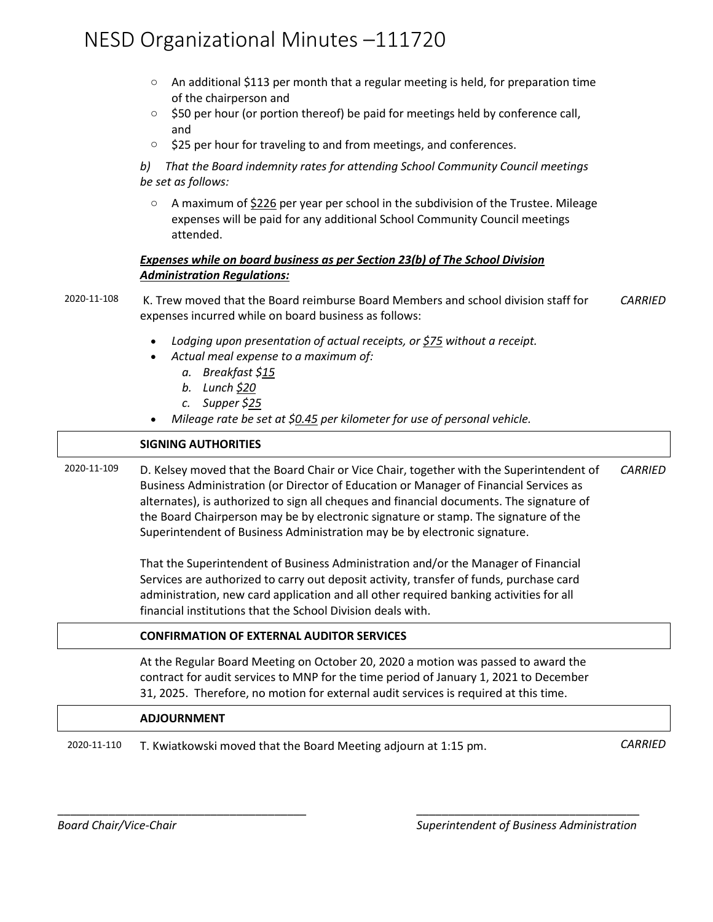- An additional $113 per month that a regular meeting is held, for preparation time of the chairperson and
- $50 per hour (or portion thereof) be paid for meetings held by conference call, and
- $25 per hour for traveling to and from meetings, and conferences.

*b) That the Board indemnity rates for attending School Community Council meetings be set as follows:*

- A maximum of <u>$226</u> per year per school in the subdivision of the Trustee. Mileage expenses will be paid for any additional School Community Council meetings attended.

***<u>Expenses while on board business as per Section 23(b) of The School Division Administration Regulations:</u>***

2020-11-108 K. Trew moved that the Board reimburse Board Members and school division staff for expenses incurred while on board business as follows: *CARRIED*

- *Lodging upon presentation of actual receipts, or <u>$75</u> without a receipt.*
- *Actual meal expense to a maximum of:*
  - *a. Breakfast $<u>15</u>*
  - *b. Lunch <u>$20</u>*
  - *c. Supper <u>$25</u>*
- *Mileage rate be set at $<u>0.45</u> per kilometer for use of personal vehicle.*

**SIGNING AUTHORITIES**

2020-11-109 D. Kelsey moved that the Board Chair or Vice Chair, together with the Superintendent of Business Administration (or Director of Education or Manager of Financial Services as alternates), is authorized to sign all cheques and financial documents. The signature of the Board Chairperson may be by electronic signature or stamp. The signature of the Superintendent of Business Administration may be by electronic signature. *CARRIED*

That the Superintendent of Business Administration and/or the Manager of Financial Services are authorized to carry out deposit activity, transfer of funds, purchase card administration, new card application and all other required banking activities for all financial institutions that the School Division deals with.

**CONFIRMATION OF EXTERNAL AUDITOR SERVICES**

At the Regular Board Meeting on October 20, 2020 a motion was passed to award the contract for audit services to MNP for the time period of January 1, 2021 to December 31, 2025. Therefore, no motion for external audit services is required at this time.

**ADJOURNMENT**

2020-11-110 T. Kwiatkowski moved that the Board Meeting adjourn at 1:15 pm. *CARRIED*

\_\_\_\_\_\_\_\_\_\_\_\_\_\_\_\_\_\_\_\_\_\_\_\_\_\_\_\_\_\_\_\_\_\_\_\_\_\_\_
*Board Chair/Vice-Chair*

\_\_\_\_\_\_\_\_\_\_\_\_\_\_\_\_\_\_\_\_\_\_\_\_\_\_\_\_\_\_\_\_\_\_\_\_\_\_\_
*Superintendent of Business Administration*